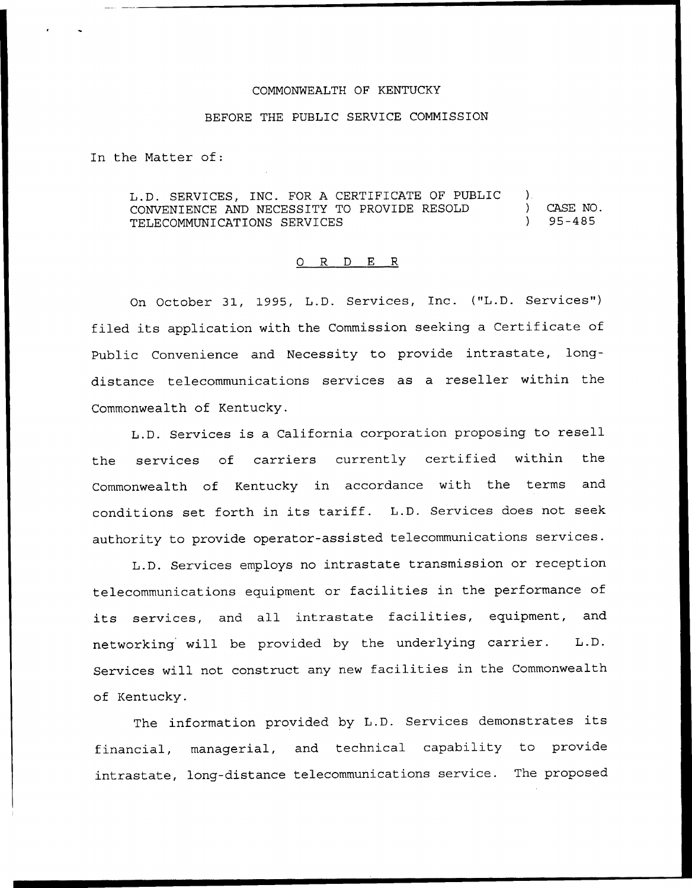COMMONWEALTH OF KENTUCKY

BEFORE THE PUBLIC SERVICE COMMISSION

In the Matter of:

L.D. SERVICES, INC. FOR A CERTIFICATE OF PUBLIC CONVENIENCE AND NECESSITY TO PROVIDE RESOLD TELECOMMUNICATIONS SERVICES ) CASE NO. 95-485

O R D E R

On October 31, 1995, L.D. Services, Inc. ("L.D. Services") filed its application with the Commission seeking a Certificate of Public Convenience and Necessity to provide intrastate, long-distance telecommunications services as a reseller within the Commonwealth of Kentucky.

L.D. Services is a California corporation proposing to resell the services of carriers currently certified within the Commonwealth of Kentucky in accordance with the terms and conditions set forth in its tariff. L.D. Services does not seek authority to provide operator-assisted telecommunications services.

L.D. Services employs no intrastate transmission or reception telecommunications equipment or facilities in the performance of its services, and all intrastate facilities, equipment, and networking will be provided by the underlying carrier. L.D. Services will not construct any new facilities in the Commonwealth of Kentucky.

The information provided by L.D. Services demonstrates its financial, managerial, and technical capability to provide intrastate, long-distance telecommunications service. The proposed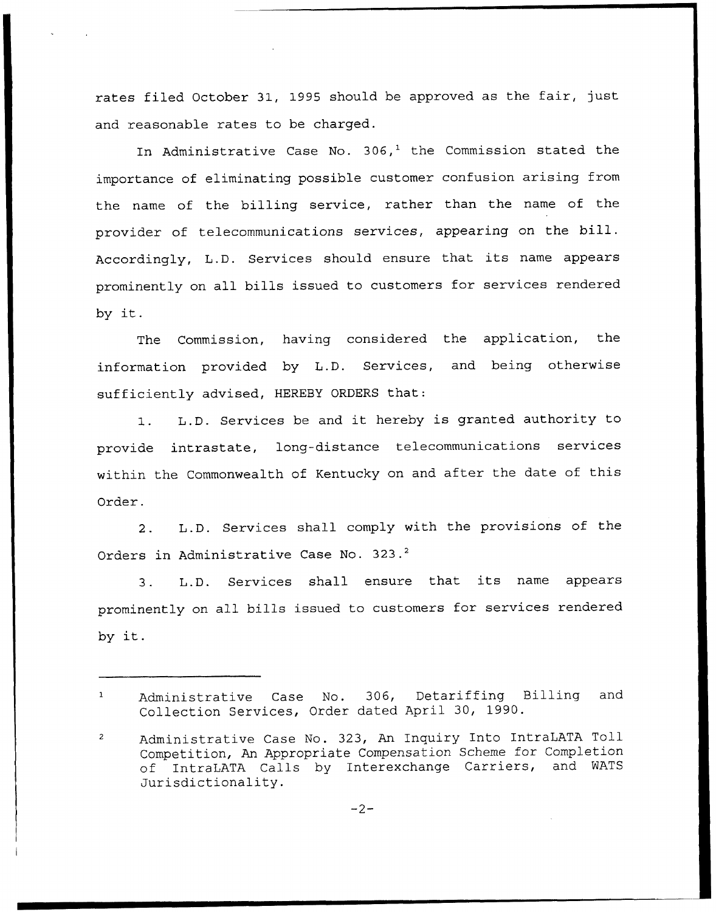rates filed October 31, 1995 should be approved as the fair, just and reasonable rates to be charged.

In Administrative Case No. 306,[1] the Commission stated the importance of eliminating possible customer confusion arising from the name of the billing service, rather than the name of the provider of telecommunications services, appearing on the bill. Accordingly, L.D. Services should ensure that its name appears prominently on all bills issued to customers for services rendered by it.

The Commission, having considered the application, the information provided by L.D. Services, and being otherwise sufficiently advised, HEREBY ORDERS that:

1. L.D. Services be and it hereby is granted authority to provide intrastate, long-distance telecommunications services within the Commonwealth of Kentucky on and after the date of this Order.

2. L.D. Services shall comply with the provisions of the Orders in Administrative Case No. 323.[2]

3. L.D. Services shall ensure that its name appears prominently on all bills issued to customers for services rendered by it.

---

[1] Administrative Case No. 306, Detariffing Billing and Collection Services, Order dated April 30, 1990.

[2] Administrative Case No. 323, An Inquiry Into IntraLATA Toll Competition, An Appropriate Compensation Scheme for Completion of IntraLATA Calls by Interexchange Carriers, and WATS Jurisdictionality.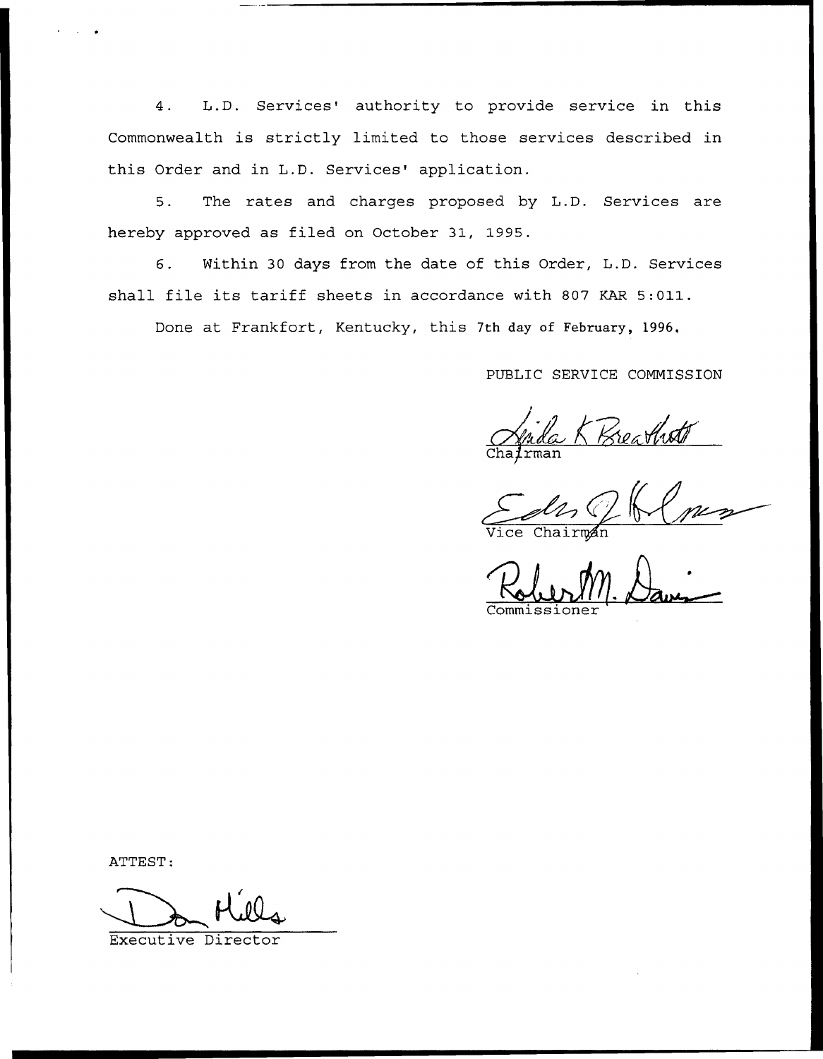4. L.D. Services' authority to provide service in this Commonwealth is strictly limited to those services described in this Order and in L.D. Services' application.

5. The rates and charges proposed by L.D. Services are hereby approved as filed on October 31, 1995.

6. Within 30 days from the date of this Order, L.D. Services shall file its tariff sheets in accordance with 807 KAR 5:011.

Done at Frankfort, Kentucky, this 7th day of February, 1996.

PUBLIC SERVICE COMMISSION

Chairman

Vice Chairman

Commissioner

ATTEST:

Executive Director